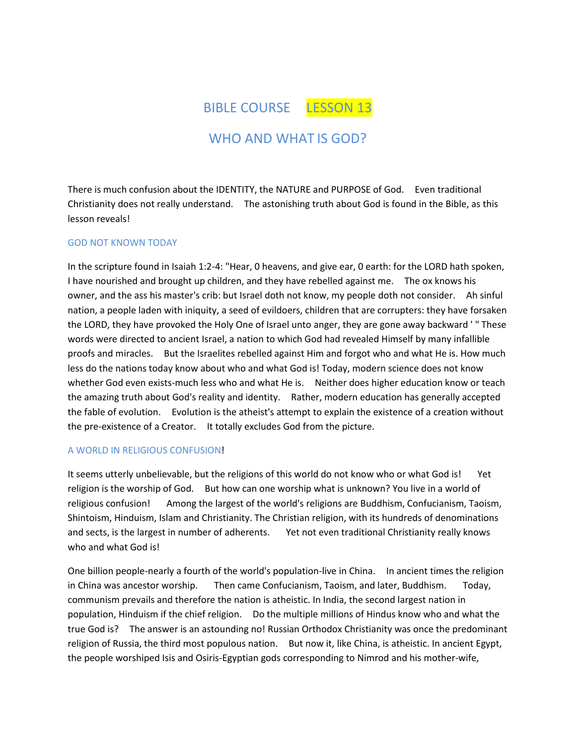# BIBLE COURSE LESSON 13

## WHO AND WHAT IS GOD?

There is much confusion about the IDENTITY, the NATURE and PURPOSE of God. Even traditional Christianity does not really understand. The astonishing truth about God is found in the Bible, as this lesson reveals!

### GOD NOT KNOWN TODAY

In the scripture found in Isaiah 1:2-4: "Hear, 0 heavens, and give ear, 0 earth: for the LORD hath spoken, I have nourished and brought up children, and they have rebelled against me. The ox knows his owner, and the ass his master's crib: but Israel doth not know, my people doth not consider. Ah sinful nation, a people laden with iniquity, a seed of evildoers, children that are corrupters: they have forsaken the LORD, they have provoked the Holy One of Israel unto anger, they are gone away backward ' " These words were directed to ancient Israel, a nation to which God had revealed Himself by many infallible proofs and miracles. But the Israelites rebelled against Him and forgot who and what He is. How much less do the nations today know about who and what God is! Today, modern science does not know whether God even exists-much less who and what He is. Neither does higher education know or teach the amazing truth about God's reality and identity. Rather, modern education has generally accepted the fable of evolution. Evolution is the atheist's attempt to explain the existence of a creation without the pre-existence of a Creator. It totally excludes God from the picture.

### A WORLD IN RELIGIOUS CONFUSION!

It seems utterly unbelievable, but the religions of this world do not know who or what God is! Yet religion is the worship of God. But how can one worship what is unknown? You live in a world of religious confusion! Among the largest of the world's religions are Buddhism, Confucianism, Taoism, Shintoism, Hinduism, Islam and Christianity. The Christian religion, with its hundreds of denominations and sects, is the largest in number of adherents. Yet not even traditional Christianity really knows who and what God is!

One billion people-nearly a fourth of the world's population-live in China. In ancient times the religion in China was ancestor worship. Then came Confucianism, Taoism, and later, Buddhism. Today, communism prevails and therefore the nation is atheistic. In India, the second largest nation in population, Hinduism if the chief religion. Do the multiple millions of Hindus know who and what the true God is? The answer is an astounding no! Russian Orthodox Christianity was once the predominant religion of Russia, the third most populous nation. But now it, like China, is atheistic. In ancient Egypt, the people worshiped Isis and Osiris-Egyptian gods corresponding to Nimrod and his mother-wife,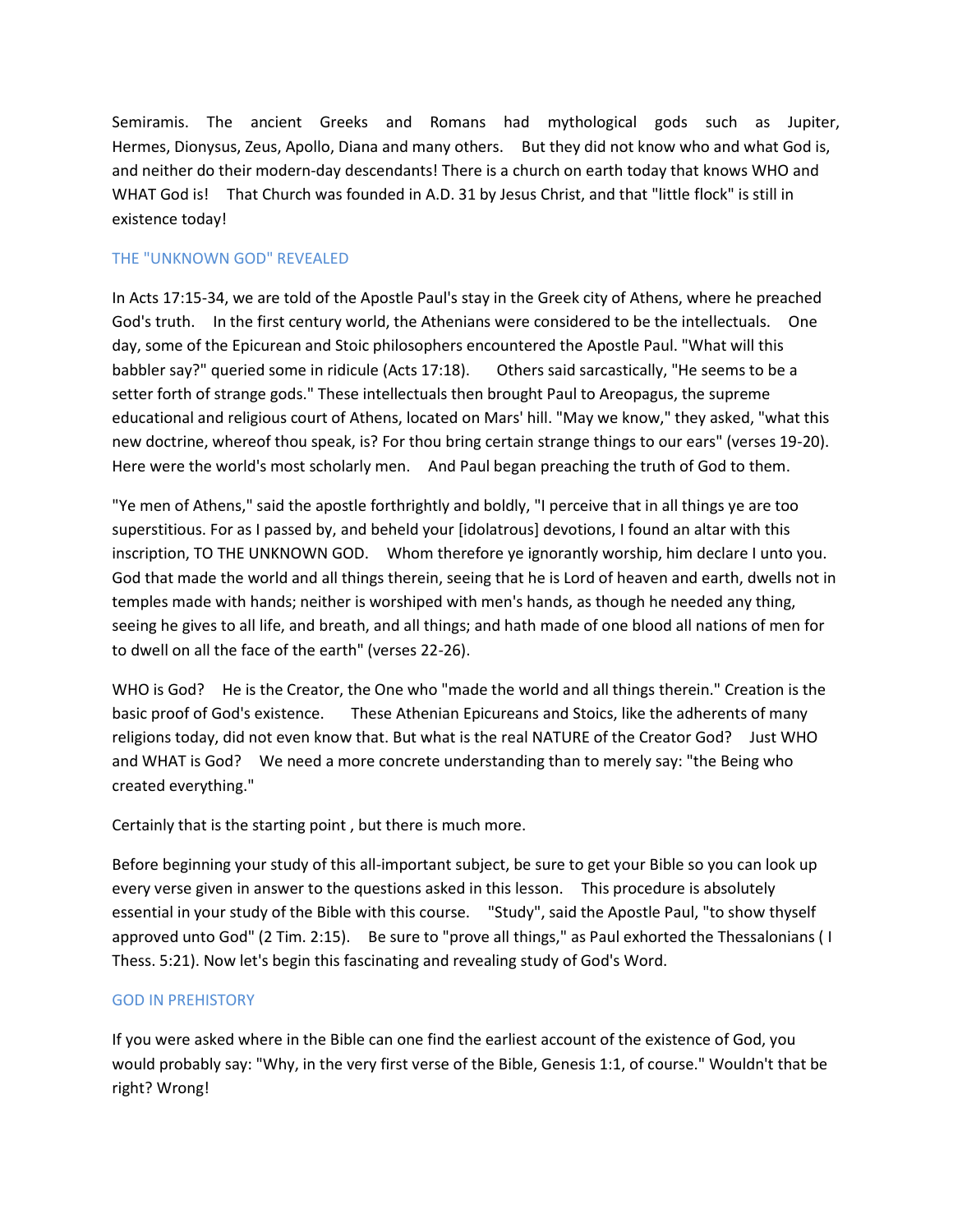Semiramis. The ancient Greeks and Romans had mythological gods such as Jupiter, Hermes, Dionysus, Zeus, Apollo, Diana and many others. But they did not know who and what God is, and neither do their modern-day descendants! There is a church on earth today that knows WHO and WHAT God is! That Church was founded in A.D. 31 by Jesus Christ, and that "little flock" is still in existence today!

## THE "UNKNOWN GOD" REVEALED

In Acts 17:15-34, we are told of the Apostle Paul's stay in the Greek city of Athens, where he preached God's truth. In the first century world, the Athenians were considered to be the intellectuals. One day, some of the Epicurean and Stoic philosophers encountered the Apostle Paul. "What will this babbler say?" queried some in ridicule (Acts 17:18). Others said sarcastically, "He seems to be a setter forth of strange gods." These intellectuals then brought Paul to Areopagus, the supreme educational and religious court of Athens, located on Mars' hill. "May we know," they asked, "what this new doctrine, whereof thou speak, is? For thou bring certain strange things to our ears" (verses 19-20). Here were the world's most scholarly men. And Paul began preaching the truth of God to them.

"Ye men of Athens," said the apostle forthrightly and boldly, "I perceive that in all things ye are too superstitious. For as I passed by, and beheld your [idolatrous] devotions, I found an altar with this inscription, TO THE UNKNOWN GOD. Whom therefore ye ignorantly worship, him declare I unto you. God that made the world and all things therein, seeing that he is Lord of heaven and earth, dwells not in temples made with hands; neither is worshiped with men's hands, as though he needed any thing, seeing he gives to all life, and breath, and all things; and hath made of one blood all nations of men for to dwell on all the face of the earth" (verses 22-26).

WHO is God? He is the Creator, the One who "made the world and all things therein." Creation is the basic proof of God's existence. These Athenian Epicureans and Stoics, like the adherents of many religions today, did not even know that. But what is the real NATURE of the Creator God? Just WHO and WHAT is God? We need a more concrete understanding than to merely say: "the Being who created everything."

Certainly that is the starting point , but there is much more.

Before beginning your study of this all-important subject, be sure to get your Bible so you can look up every verse given in answer to the questions asked in this lesson. This procedure is absolutely essential in your study of the Bible with this course. "Study", said the Apostle Paul, "to show thyself approved unto God" (2 Tim. 2:15). Be sure to "prove all things," as Paul exhorted the Thessalonians ( I Thess. 5:21). Now let's begin this fascinating and revealing study of God's Word.

## GOD IN PREHISTORY

If you were asked where in the Bible can one find the earliest account of the existence of God, you would probably say: "Why, in the very first verse of the Bible, Genesis 1:1, of course." Wouldn't that be right? Wrong!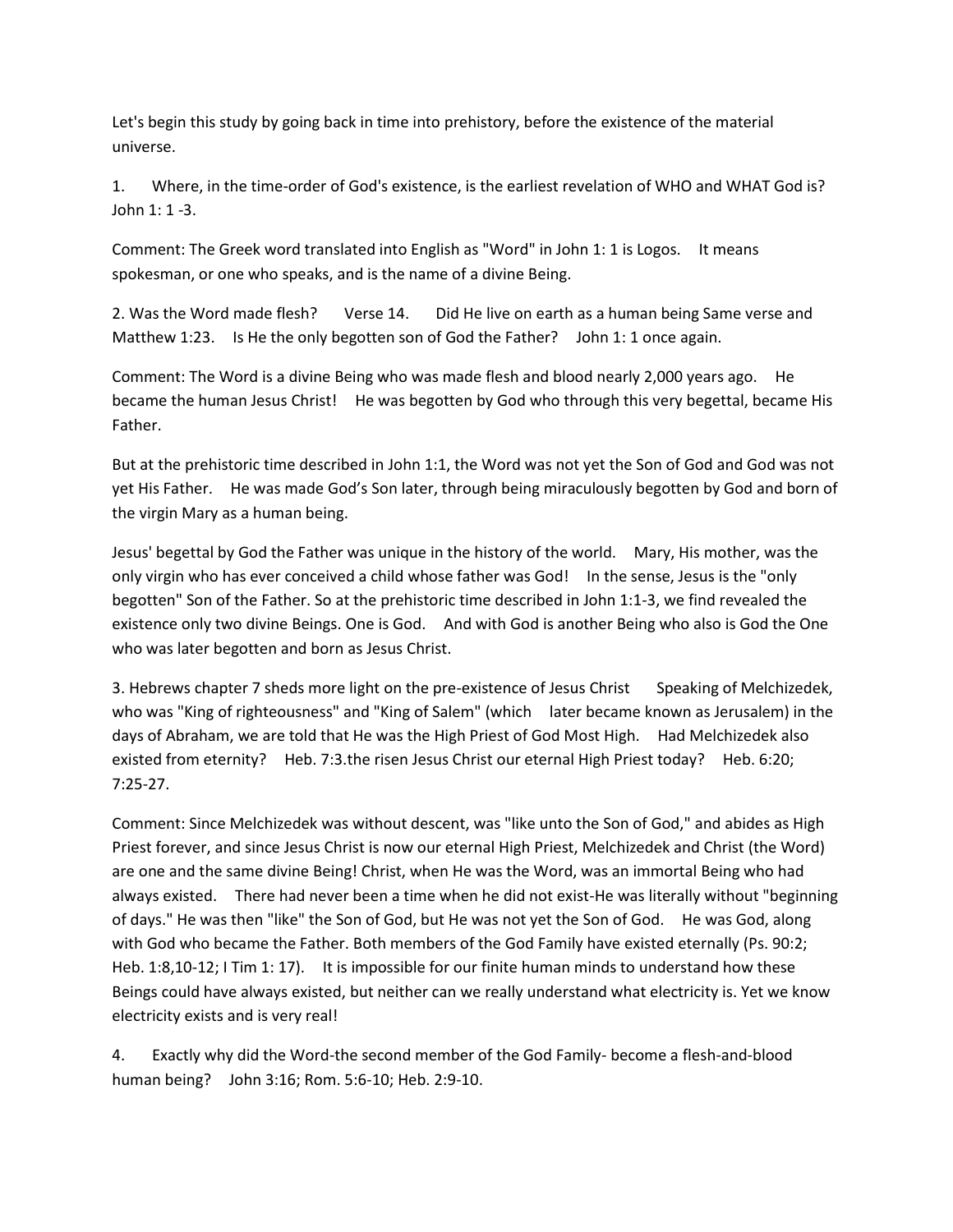Let's begin this study by going back in time into prehistory, before the existence of the material universe.

1. Where, in the time-order of God's existence, is the earliest revelation of WHO and WHAT God is? John 1: 1 -3.

Comment: The Greek word translated into English as "Word" in John 1: 1 is Logos. It means spokesman, or one who speaks, and is the name of a divine Being.

2. Was the Word made flesh? Verse 14. Did He live on earth as a human being Same verse and Matthew 1:23. Is He the only begotten son of God the Father? John 1: 1 once again.

Comment: The Word is a divine Being who was made flesh and blood nearly 2,000 years ago. He became the human Jesus Christ! He was begotten by God who through this very begettal, became His Father.

But at the prehistoric time described in John 1:1, the Word was not yet the Son of God and God was not yet His Father. He was made God's Son later, through being miraculously begotten by God and born of the virgin Mary as a human being.

Jesus' begettal by God the Father was unique in the history of the world. Mary, His mother, was the only virgin who has ever conceived a child whose father was God! In the sense, Jesus is the "only begotten" Son of the Father. So at the prehistoric time described in John 1:1-3, we find revealed the existence only two divine Beings. One is God. And with God is another Being who also is God the One who was later begotten and born as Jesus Christ.

3. Hebrews chapter 7 sheds more light on the pre-existence of Jesus Christ Speaking of Melchizedek, who was "King of righteousness" and "King of Salem" (which later became known as Jerusalem) in the days of Abraham, we are told that He was the High Priest of God Most High. Had Melchizedek also existed from eternity? Heb. 7:3.the risen Jesus Christ our eternal High Priest today? Heb. 6:20; 7:25-27.

Comment: Since Melchizedek was without descent, was "like unto the Son of God," and abides as High Priest forever, and since Jesus Christ is now our eternal High Priest, Melchizedek and Christ (the Word) are one and the same divine Being! Christ, when He was the Word, was an immortal Being who had always existed. There had never been a time when he did not exist-He was literally without "beginning of days." He was then "like" the Son of God, but He was not yet the Son of God. He was God, along with God who became the Father. Both members of the God Family have existed eternally (Ps. 90:2; Heb. 1:8,10-12; I Tim 1: 17). It is impossible for our finite human minds to understand how these Beings could have always existed, but neither can we really understand what electricity is. Yet we know electricity exists and is very real!

4. Exactly why did the Word-the second member of the God Family- become a flesh-and-blood human being? John 3:16; Rom. 5:6-10; Heb. 2:9-10.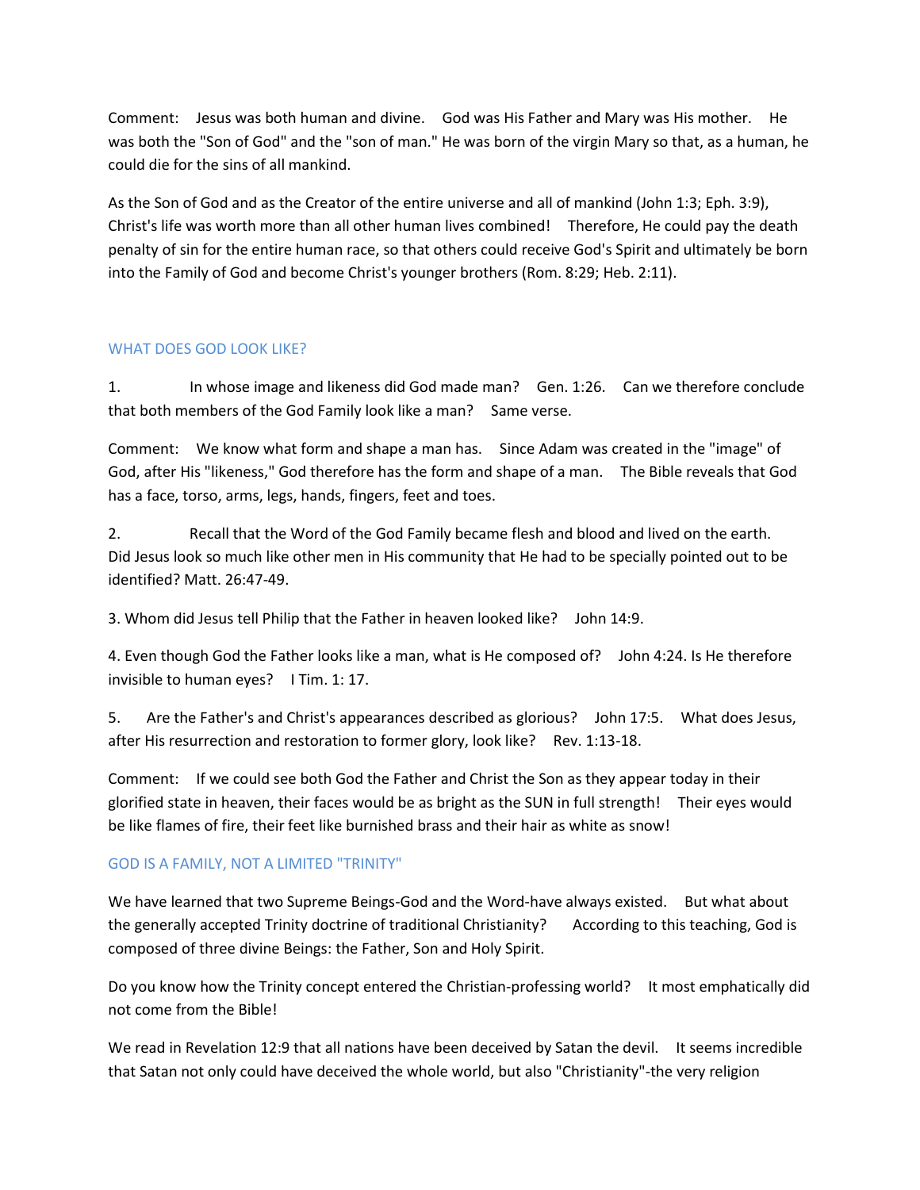Comment: Jesus was both human and divine. God was His Father and Mary was His mother. He was both the "Son of God" and the "son of man." He was born of the virgin Mary so that, as a human, he could die for the sins of all mankind.

As the Son of God and as the Creator of the entire universe and all of mankind (John 1:3; Eph. 3:9), Christ's life was worth more than all other human lives combined! Therefore, He could pay the death penalty of sin for the entire human race, so that others could receive God's Spirit and ultimately be born into the Family of God and become Christ's younger brothers (Rom. 8:29; Heb. 2:11).

## WHAT DOES GOD LOOK LIKE?

1. In whose image and likeness did God made man? Gen. 1:26. Can we therefore conclude that both members of the God Family look like a man? Same verse.

Comment: We know what form and shape a man has. Since Adam was created in the "image" of God, after His "likeness," God therefore has the form and shape of a man. The Bible reveals that God has a face, torso, arms, legs, hands, fingers, feet and toes.

2. Recall that the Word of the God Family became flesh and blood and lived on the earth. Did Jesus look so much like other men in His community that He had to be specially pointed out to be identified? Matt. 26:47-49.

3. Whom did Jesus tell Philip that the Father in heaven looked like? John 14:9.

4. Even though God the Father looks like a man, what is He composed of? John 4:24. Is He therefore invisible to human eyes? I Tim. 1: 17.

5. Are the Father's and Christ's appearances described as glorious? John 17:5. What does Jesus, after His resurrection and restoration to former glory, look like? Rev. 1:13-18.

Comment: If we could see both God the Father and Christ the Son as they appear today in their glorified state in heaven, their faces would be as bright as the SUN in full strength! Their eyes would be like flames of fire, their feet like burnished brass and their hair as white as snow!

## GOD IS A FAMILY, NOT A LIMITED "TRINITY"

We have learned that two Supreme Beings-God and the Word-have always existed. But what about the generally accepted Trinity doctrine of traditional Christianity? According to this teaching, God is composed of three divine Beings: the Father, Son and Holy Spirit.

Do you know how the Trinity concept entered the Christian-professing world? It most emphatically did not come from the Bible!

We read in Revelation 12:9 that all nations have been deceived by Satan the devil. It seems incredible that Satan not only could have deceived the whole world, but also "Christianity"-the very religion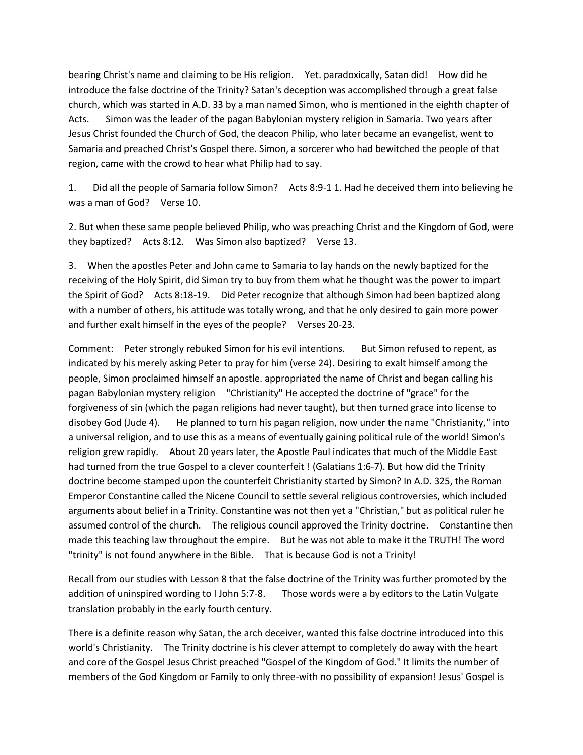bearing Christ's name and claiming to be His religion. Yet. paradoxically, Satan did! How did he introduce the false doctrine of the Trinity? Satan's deception was accomplished through a great false church, which was started in A.D. 33 by a man named Simon, who is mentioned in the eighth chapter of Acts. Simon was the leader of the pagan Babylonian mystery religion in Samaria. Two years after Jesus Christ founded the Church of God, the deacon Philip, who later became an evangelist, went to Samaria and preached Christ's Gospel there. Simon, a sorcerer who had bewitched the people of that region, came with the crowd to hear what Philip had to say.

1. Did all the people of Samaria follow Simon? Acts 8:9-1 1. Had he deceived them into believing he was a man of God? Verse 10.

2. But when these same people believed Philip, who was preaching Christ and the Kingdom of God, were they baptized? Acts 8:12. Was Simon also baptized? Verse 13.

3. When the apostles Peter and John came to Samaria to lay hands on the newly baptized for the receiving of the Holy Spirit, did Simon try to buy from them what he thought was the power to impart the Spirit of God? Acts 8:18-19. Did Peter recognize that although Simon had been baptized along with a number of others, his attitude was totally wrong, and that he only desired to gain more power and further exalt himself in the eyes of the people? Verses 20-23.

Comment: Peter strongly rebuked Simon for his evil intentions. But Simon refused to repent, as indicated by his merely asking Peter to pray for him (verse 24). Desiring to exalt himself among the people, Simon proclaimed himself an apostle. appropriated the name of Christ and began calling his pagan Babylonian mystery religion "Christianity" He accepted the doctrine of "grace" for the forgiveness of sin (which the pagan religions had never taught), but then turned grace into license to disobey God (Jude 4). He planned to turn his pagan religion, now under the name "Christianity," into a universal religion, and to use this as a means of eventually gaining political rule of the world! Simon's religion grew rapidly. About 20 years later, the Apostle Paul indicates that much of the Middle East had turned from the true Gospel to a clever counterfeit ! (Galatians 1:6-7). But how did the Trinity doctrine become stamped upon the counterfeit Christianity started by Simon? In A.D. 325, the Roman Emperor Constantine called the Nicene Council to settle several religious controversies, which included arguments about belief in a Trinity. Constantine was not then yet a "Christian," but as political ruler he assumed control of the church. The religious council approved the Trinity doctrine. Constantine then made this teaching law throughout the empire. But he was not able to make it the TRUTH! The word "trinity" is not found anywhere in the Bible. That is because God is not a Trinity!

Recall from our studies with Lesson 8 that the false doctrine of the Trinity was further promoted by the addition of uninspired wording to I John 5:7-8. Those words were a by editors to the Latin Vulgate translation probably in the early fourth century.

There is a definite reason why Satan, the arch deceiver, wanted this false doctrine introduced into this world's Christianity. The Trinity doctrine is his clever attempt to completely do away with the heart and core of the Gospel Jesus Christ preached "Gospel of the Kingdom of God." It limits the number of members of the God Kingdom or Family to only three-with no possibility of expansion! Jesus' Gospel is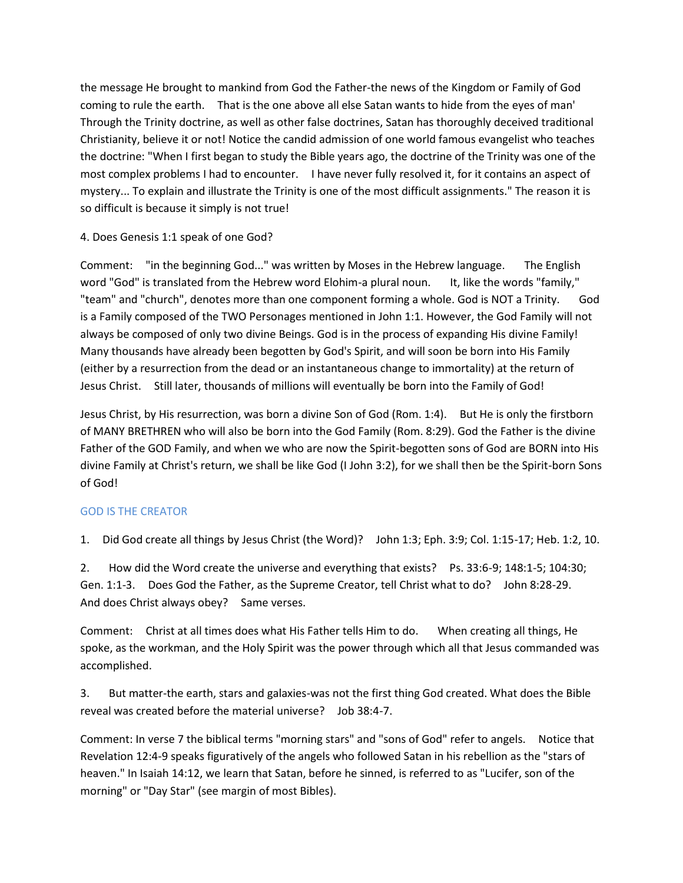the message He brought to mankind from God the Father-the news of the Kingdom or Family of God coming to rule the earth. That is the one above all else Satan wants to hide from the eyes of man' Through the Trinity doctrine, as well as other false doctrines, Satan has thoroughly deceived traditional Christianity, believe it or not! Notice the candid admission of one world famous evangelist who teaches the doctrine: "When I first began to study the Bible years ago, the doctrine of the Trinity was one of the most complex problems I had to encounter. I have never fully resolved it, for it contains an aspect of mystery... To explain and illustrate the Trinity is one of the most difficult assignments." The reason it is so difficult is because it simply is not true!

4. Does Genesis 1:1 speak of one God?

Comment: "in the beginning God..." was written by Moses in the Hebrew language. The English word "God" is translated from the Hebrew word Elohim-a plural noun. It, like the words "family," "team" and "church", denotes more than one component forming a whole. God is NOT a Trinity. God is a Family composed of the TWO Personages mentioned in John 1:1. However, the God Family will not always be composed of only two divine Beings. God is in the process of expanding His divine Family! Many thousands have already been begotten by God's Spirit, and will soon be born into His Family (either by a resurrection from the dead or an instantaneous change to immortality) at the return of Jesus Christ. Still later, thousands of millions will eventually be born into the Family of God!

Jesus Christ, by His resurrection, was born a divine Son of God (Rom. 1:4). But He is only the firstborn of MANY BRETHREN who will also be born into the God Family (Rom. 8:29). God the Father is the divine Father of the GOD Family, and when we who are now the Spirit-begotten sons of God are BORN into His divine Family at Christ's return, we shall be like God (I John 3:2), for we shall then be the Spirit-born Sons of God!

## GOD IS THE CREATOR

1. Did God create all things by Jesus Christ (the Word)? John 1:3; Eph. 3:9; Col. 1:15-17; Heb. 1:2, 10.

2. How did the Word create the universe and everything that exists? Ps. 33:6-9; 148:1-5; 104:30; Gen. 1:1-3. Does God the Father, as the Supreme Creator, tell Christ what to do? John 8:28-29. And does Christ always obey? Same verses.

Comment: Christ at all times does what His Father tells Him to do. When creating all things, He spoke, as the workman, and the Holy Spirit was the power through which all that Jesus commanded was accomplished.

3. But matter-the earth, stars and galaxies-was not the first thing God created. What does the Bible reveal was created before the material universe? Job 38:4-7.

Comment: In verse 7 the biblical terms "morning stars" and "sons of God" refer to angels. Notice that Revelation 12:4-9 speaks figuratively of the angels who followed Satan in his rebellion as the "stars of heaven." In Isaiah 14:12, we learn that Satan, before he sinned, is referred to as "Lucifer, son of the morning" or "Day Star" (see margin of most Bibles).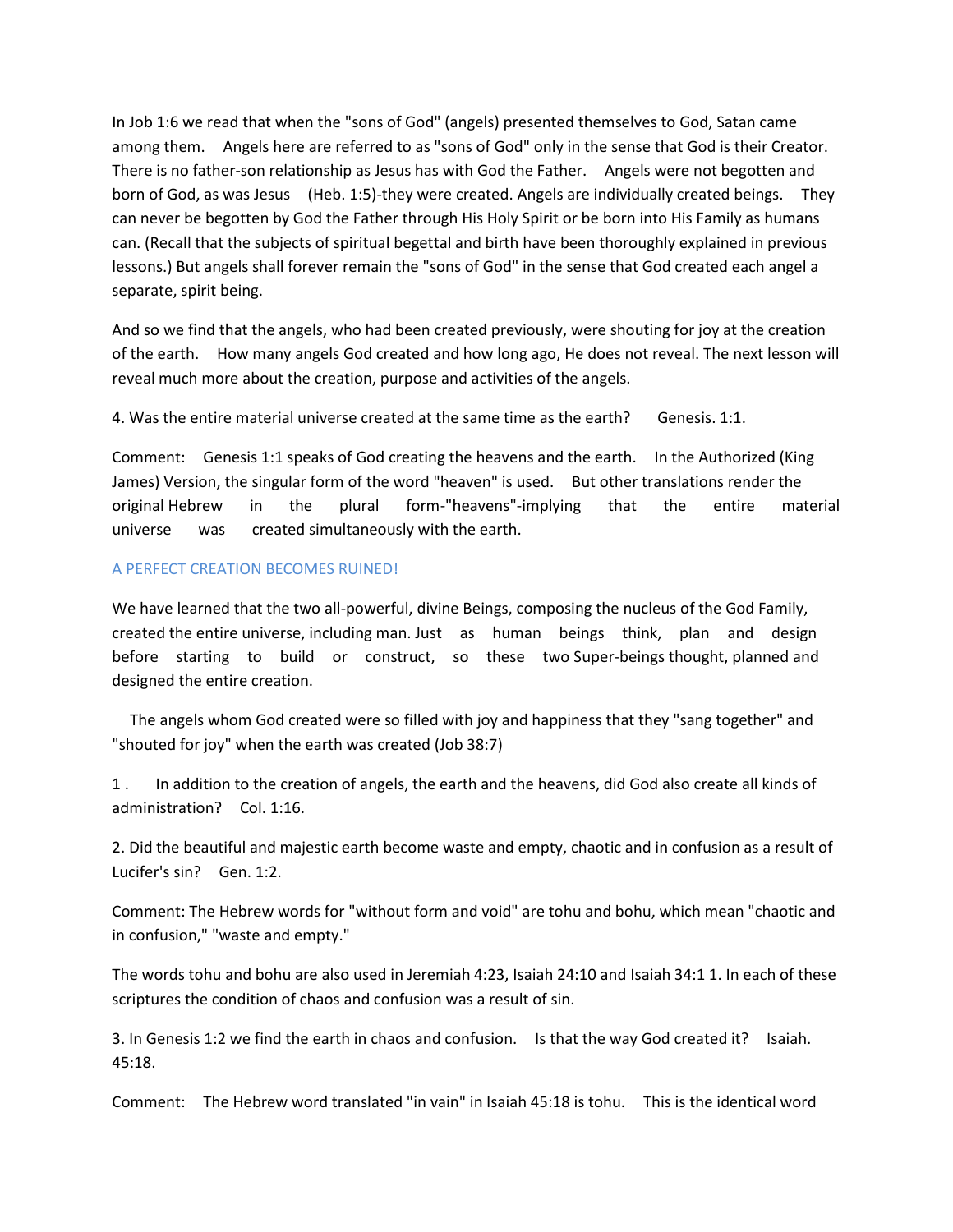In Job 1:6 we read that when the "sons of God" (angels) presented themselves to God, Satan came among them. Angels here are referred to as "sons of God" only in the sense that God is their Creator. There is no father-son relationship as Jesus has with God the Father. Angels were not begotten and born of God, as was Jesus (Heb. 1:5)-they were created. Angels are individually created beings. They can never be begotten by God the Father through His Holy Spirit or be born into His Family as humans can. (Recall that the subjects of spiritual begettal and birth have been thoroughly explained in previous lessons.) But angels shall forever remain the "sons of God" in the sense that God created each angel a separate, spirit being.

And so we find that the angels, who had been created previously, were shouting for joy at the creation of the earth. How many angels God created and how long ago, He does not reveal. The next lesson will reveal much more about the creation, purpose and activities of the angels.

4. Was the entire material universe created at the same time as the earth? Genesis. 1:1.

Comment: Genesis 1:1 speaks of God creating the heavens and the earth. In the Authorized (King James) Version, the singular form of the word "heaven" is used. But other translations render the original Hebrew in the plural form-"heavens"-implying that the entire material universe was created simultaneously with the earth.

## A PERFECT CREATION BECOMES RUINED!

We have learned that the two all-powerful, divine Beings, composing the nucleus of the God Family, created the entire universe, including man. Just as human beings think, plan and design before starting to build or construct, so these two Super-beings thought, planned and designed the entire creation.

The angels whom God created were so filled with joy and happiness that they "sang together" and "shouted for joy" when the earth was created (Job 38:7)

1. In addition to the creation of angels, the earth and the heavens, did God also create all kinds of administration? Col. 1:16.

2. Did the beautiful and majestic earth become waste and empty, chaotic and in confusion as a result of Lucifer's sin? Gen. 1:2.

Comment: The Hebrew words for "without form and void" are tohu and bohu, which mean "chaotic and in confusion," "waste and empty."

The words tohu and bohu are also used in Jeremiah 4:23, Isaiah 24:10 and Isaiah 34:1 1. In each of these scriptures the condition of chaos and confusion was a result of sin.

3. In Genesis 1:2 we find the earth in chaos and confusion. Is that the way God created it? Isaiah. 45:18.

Comment: The Hebrew word translated "in vain" in Isaiah 45:18 is tohu. This is the identical word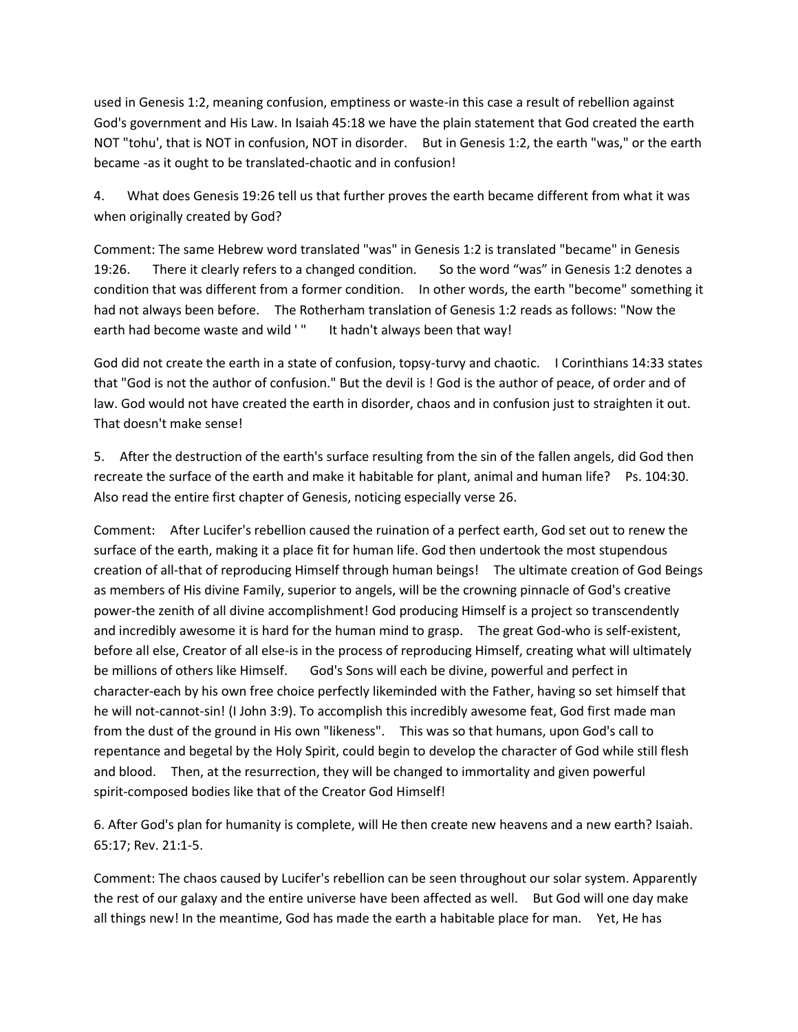used in Genesis 1:2, meaning confusion, emptiness or waste-in this case a result of rebellion against God's government and His Law. In Isaiah 45:18 we have the plain statement that God created the earth NOT "tohu', that is NOT in confusion, NOT in disorder. But in Genesis 1:2, the earth "was," or the earth became -as it ought to be translated-chaotic and in confusion!

4. What does Genesis 19:26 tell us that further proves the earth became different from what it was when originally created by God?

Comment: The same Hebrew word translated "was" in Genesis 1:2 is translated "became" in Genesis 19:26. There it clearly refers to a changed condition. So the word “was” in Genesis 1:2 denotes a condition that was different from a former condition. In other words, the earth "become" something it had not always been before. The Rotherham translation of Genesis 1:2 reads as follows: "Now the earth had become waste and wild ' " It hadn't always been that way!

God did not create the earth in a state of confusion, topsy-turvy and chaotic. I Corinthians 14:33 states that "God is not the author of confusion." But the devil is ! God is the author of peace, of order and of law. God would not have created the earth in disorder, chaos and in confusion just to straighten it out. That doesn't make sense!

5. After the destruction of the earth's surface resulting from the sin of the fallen angels, did God then recreate the surface of the earth and make it habitable for plant, animal and human life? Ps. 104:30. Also read the entire first chapter of Genesis, noticing especially verse 26.

Comment: After Lucifer's rebellion caused the ruination of a perfect earth, God set out to renew the surface of the earth, making it a place fit for human life. God then undertook the most stupendous creation of all-that of reproducing Himself through human beings! The ultimate creation of God Beings as members of His divine Family, superior to angels, will be the crowning pinnacle of God's creative power-the zenith of all divine accomplishment! God producing Himself is a project so transcendently and incredibly awesome it is hard for the human mind to grasp. The great God-who is self-existent, before all else, Creator of all else-is in the process of reproducing Himself, creating what will ultimately be millions of others like Himself. God's Sons will each be divine, powerful and perfect in character-each by his own free choice perfectly likeminded with the Father, having so set himself that he will not-cannot-sin! (I John 3:9). To accomplish this incredibly awesome feat, God first made man from the dust of the ground in His own "likeness". This was so that humans, upon God's call to repentance and begetal by the Holy Spirit, could begin to develop the character of God while still flesh and blood. Then, at the resurrection, they will be changed to immortality and given powerful spirit-composed bodies like that of the Creator God Himself!

6. After God's plan for humanity is complete, will He then create new heavens and a new earth? Isaiah. 65:17; Rev. 21:1-5.

Comment: The chaos caused by Lucifer's rebellion can be seen throughout our solar system. Apparently the rest of our galaxy and the entire universe have been affected as well. But God will one day make all things new! In the meantime, God has made the earth a habitable place for man. Yet, He has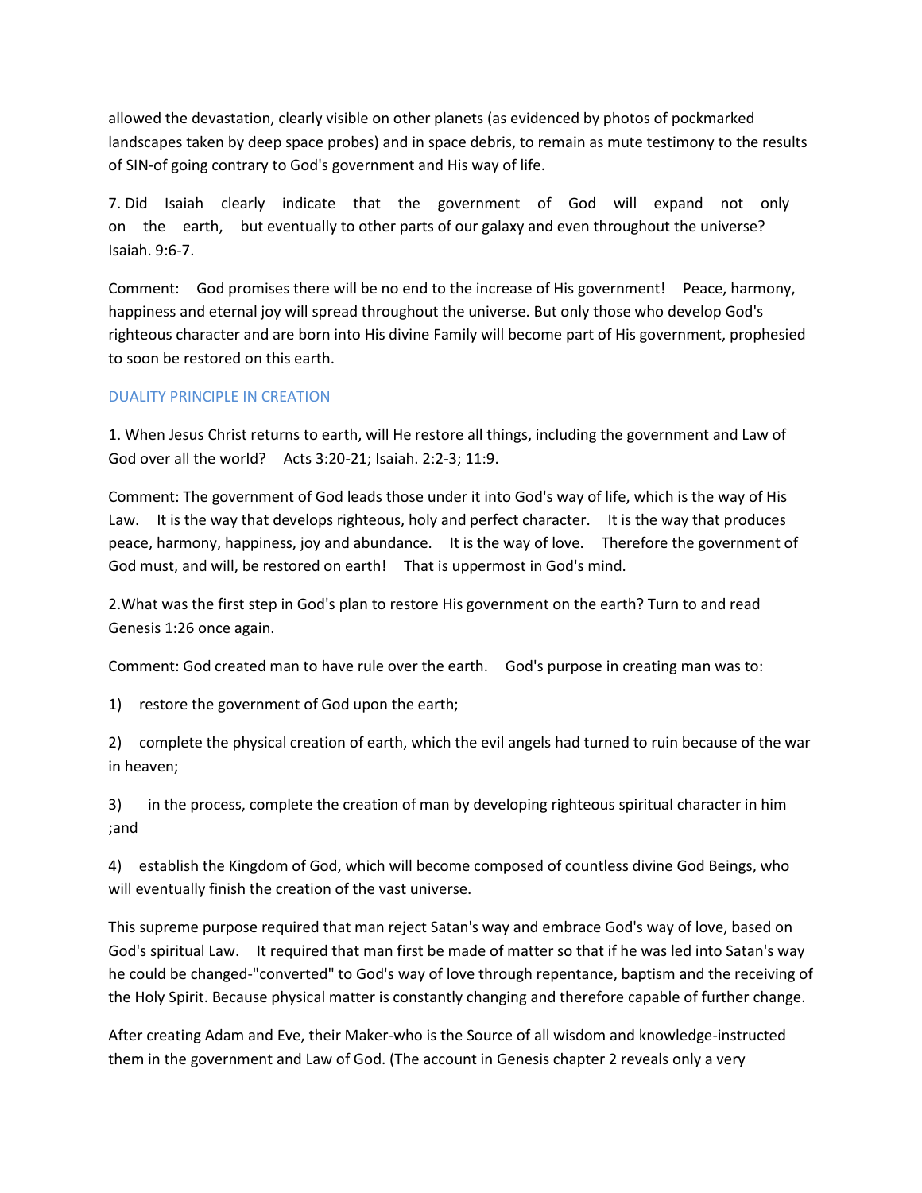allowed the devastation, clearly visible on other planets (as evidenced by photos of pockmarked landscapes taken by deep space probes) and in space debris, to remain as mute testimony to the results of SIN-of going contrary to God's government and His way of life.

7. Did Isaiah clearly indicate that the government of God will expand not only on the earth, but eventually to other parts of our galaxy and even throughout the universe? Isaiah. 9:6-7.

Comment: God promises there will be no end to the increase of His government! Peace, harmony, happiness and eternal joy will spread throughout the universe. But only those who develop God's righteous character and are born into His divine Family will become part of His government, prophesied to soon be restored on this earth.

## DUALITY PRINCIPLE IN CREATION

1. When Jesus Christ returns to earth, will He restore all things, including the government and Law of God over all the world? Acts 3:20-21; Isaiah. 2:2-3; 11:9.

Comment: The government of God leads those under it into God's way of life, which is the way of His Law. It is the way that develops righteous, holy and perfect character. It is the way that produces peace, harmony, happiness, joy and abundance. It is the way of love. Therefore the government of God must, and will, be restored on earth! That is uppermost in God's mind.

2.What was the first step in God's plan to restore His government on the earth? Turn to and read Genesis 1:26 once again.

Comment: God created man to have rule over the earth. God's purpose in creating man was to:

1) restore the government of God upon the earth;

2) complete the physical creation of earth, which the evil angels had turned to ruin because of the war in heaven;

3) in the process, complete the creation of man by developing righteous spiritual character in him ;and

4) establish the Kingdom of God, which will become composed of countless divine God Beings, who will eventually finish the creation of the vast universe.

This supreme purpose required that man reject Satan's way and embrace God's way of love, based on God's spiritual Law. It required that man first be made of matter so that if he was led into Satan's way he could be changed-"converted" to God's way of love through repentance, baptism and the receiving of the Holy Spirit. Because physical matter is constantly changing and therefore capable of further change.

After creating Adam and Eve, their Maker-who is the Source of all wisdom and knowledge-instructed them in the government and Law of God. (The account in Genesis chapter 2 reveals only a very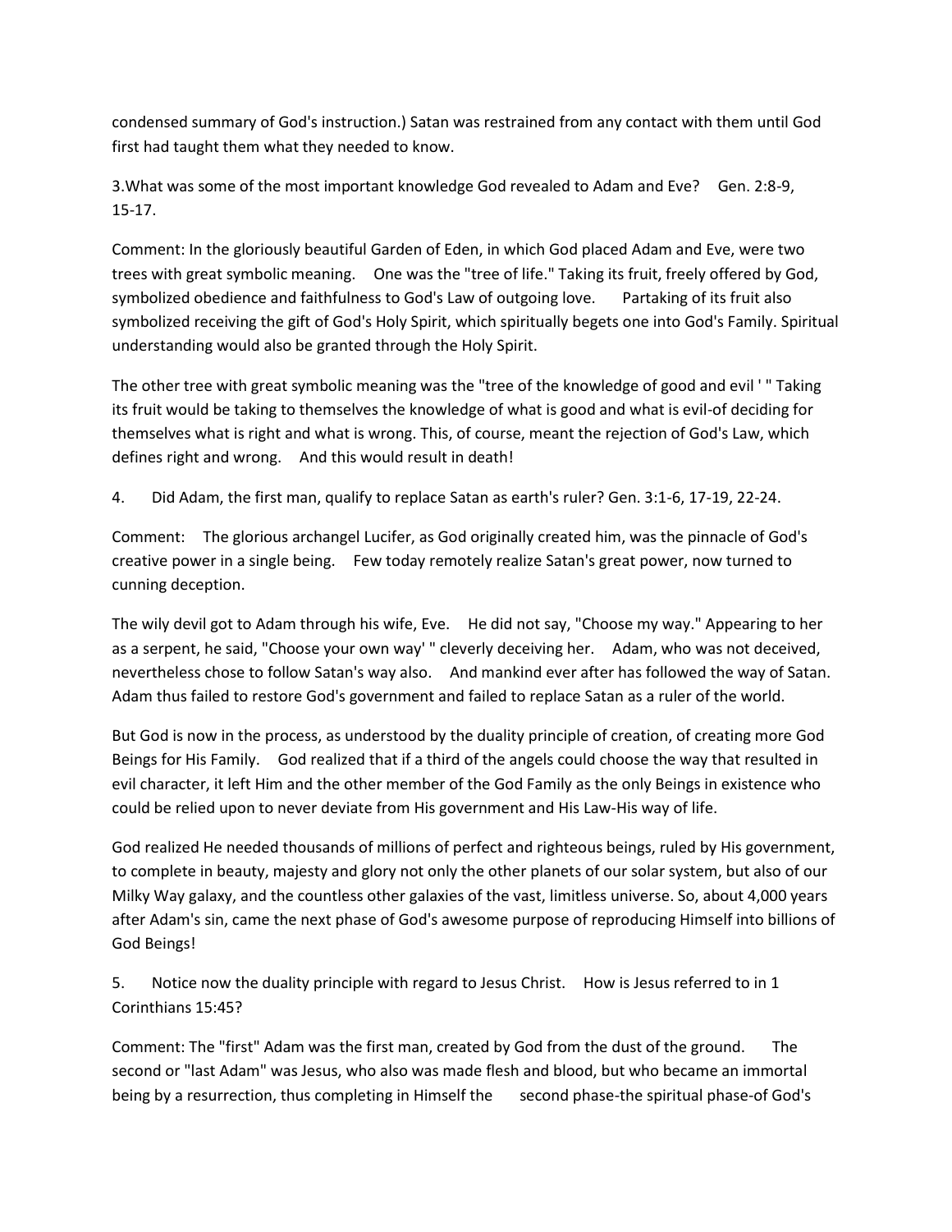condensed summary of God's instruction.) Satan was restrained from any contact with them until God first had taught them what they needed to know.

3.What was some of the most important knowledge God revealed to Adam and Eve? Gen. 2:8-9, 15-17.

Comment: In the gloriously beautiful Garden of Eden, in which God placed Adam and Eve, were two trees with great symbolic meaning. One was the "tree of life." Taking its fruit, freely offered by God, symbolized obedience and faithfulness to God's Law of outgoing love. Partaking of its fruit also symbolized receiving the gift of God's Holy Spirit, which spiritually begets one into God's Family. Spiritual understanding would also be granted through the Holy Spirit.

The other tree with great symbolic meaning was the "tree of the knowledge of good and evil ' " Taking its fruit would be taking to themselves the knowledge of what is good and what is evil-of deciding for themselves what is right and what is wrong. This, of course, meant the rejection of God's Law, which defines right and wrong. And this would result in death!

4. Did Adam, the first man, qualify to replace Satan as earth's ruler? Gen. 3:1-6, 17-19, 22-24.

Comment: The glorious archangel Lucifer, as God originally created him, was the pinnacle of God's creative power in a single being. Few today remotely realize Satan's great power, now turned to cunning deception.

The wily devil got to Adam through his wife, Eve. He did not say, "Choose my way." Appearing to her as a serpent, he said, "Choose your own way' " cleverly deceiving her. Adam, who was not deceived, nevertheless chose to follow Satan's way also. And mankind ever after has followed the way of Satan. Adam thus failed to restore God's government and failed to replace Satan as a ruler of the world.

But God is now in the process, as understood by the duality principle of creation, of creating more God Beings for His Family. God realized that if a third of the angels could choose the way that resulted in evil character, it left Him and the other member of the God Family as the only Beings in existence who could be relied upon to never deviate from His government and His Law-His way of life.

God realized He needed thousands of millions of perfect and righteous beings, ruled by His government, to complete in beauty, majesty and glory not only the other planets of our solar system, but also of our Milky Way galaxy, and the countless other galaxies of the vast, limitless universe. So, about 4,000 years after Adam's sin, came the next phase of God's awesome purpose of reproducing Himself into billions of God Beings!

5. Notice now the duality principle with regard to Jesus Christ. How is Jesus referred to in 1 Corinthians 15:45?

Comment: The "first" Adam was the first man, created by God from the dust of the ground. The second or "last Adam" was Jesus, who also was made flesh and blood, but who became an immortal being by a resurrection, thus completing in Himself the second phase-the spiritual phase-of God's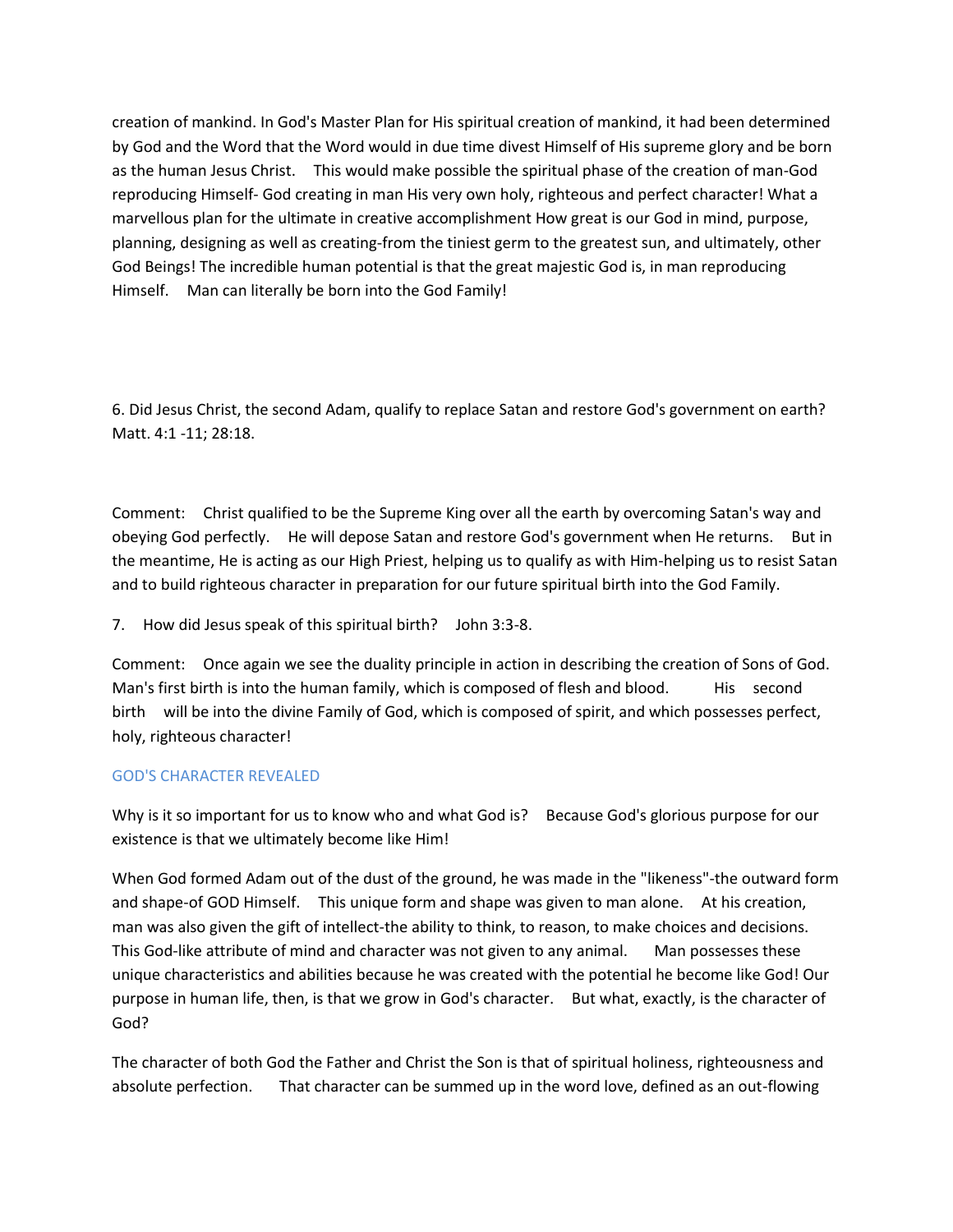creation of mankind. In God's Master Plan for His spiritual creation of mankind, it had been determined by God and the Word that the Word would in due time divest Himself of His supreme glory and be born as the human Jesus Christ. This would make possible the spiritual phase of the creation of man-God reproducing Himself- God creating in man His very own holy, righteous and perfect character! What a marvellous plan for the ultimate in creative accomplishment How great is our God in mind, purpose, planning, designing as well as creating-from the tiniest germ to the greatest sun, and ultimately, other God Beings! The incredible human potential is that the great majestic God is, in man reproducing Himself. Man can literally be born into the God Family!

6. Did Jesus Christ, the second Adam, qualify to replace Satan and restore God's government on earth? Matt. 4:1 -11; 28:18.

Comment: Christ qualified to be the Supreme King over all the earth by overcoming Satan's way and obeying God perfectly. He will depose Satan and restore God's government when He returns. But in the meantime, He is acting as our High Priest, helping us to qualify as with Him-helping us to resist Satan and to build righteous character in preparation for our future spiritual birth into the God Family.

7. How did Jesus speak of this spiritual birth? John 3:3-8.

Comment: Once again we see the duality principle in action in describing the creation of Sons of God. Man's first birth is into the human family, which is composed of flesh and blood. His second birth will be into the divine Family of God, which is composed of spirit, and which possesses perfect, holy, righteous character!

## GOD'S CHARACTER REVEALED

Why is it so important for us to know who and what God is? Because God's glorious purpose for our existence is that we ultimately become like Him!

When God formed Adam out of the dust of the ground, he was made in the "likeness"-the outward form and shape-of GOD Himself. This unique form and shape was given to man alone. At his creation, man was also given the gift of intellect-the ability to think, to reason, to make choices and decisions. This God-like attribute of mind and character was not given to any animal. Man possesses these unique characteristics and abilities because he was created with the potential he become like God! Our purpose in human life, then, is that we grow in God's character. But what, exactly, is the character of God?

The character of both God the Father and Christ the Son is that of spiritual holiness, righteousness and absolute perfection. That character can be summed up in the word love, defined as an out-flowing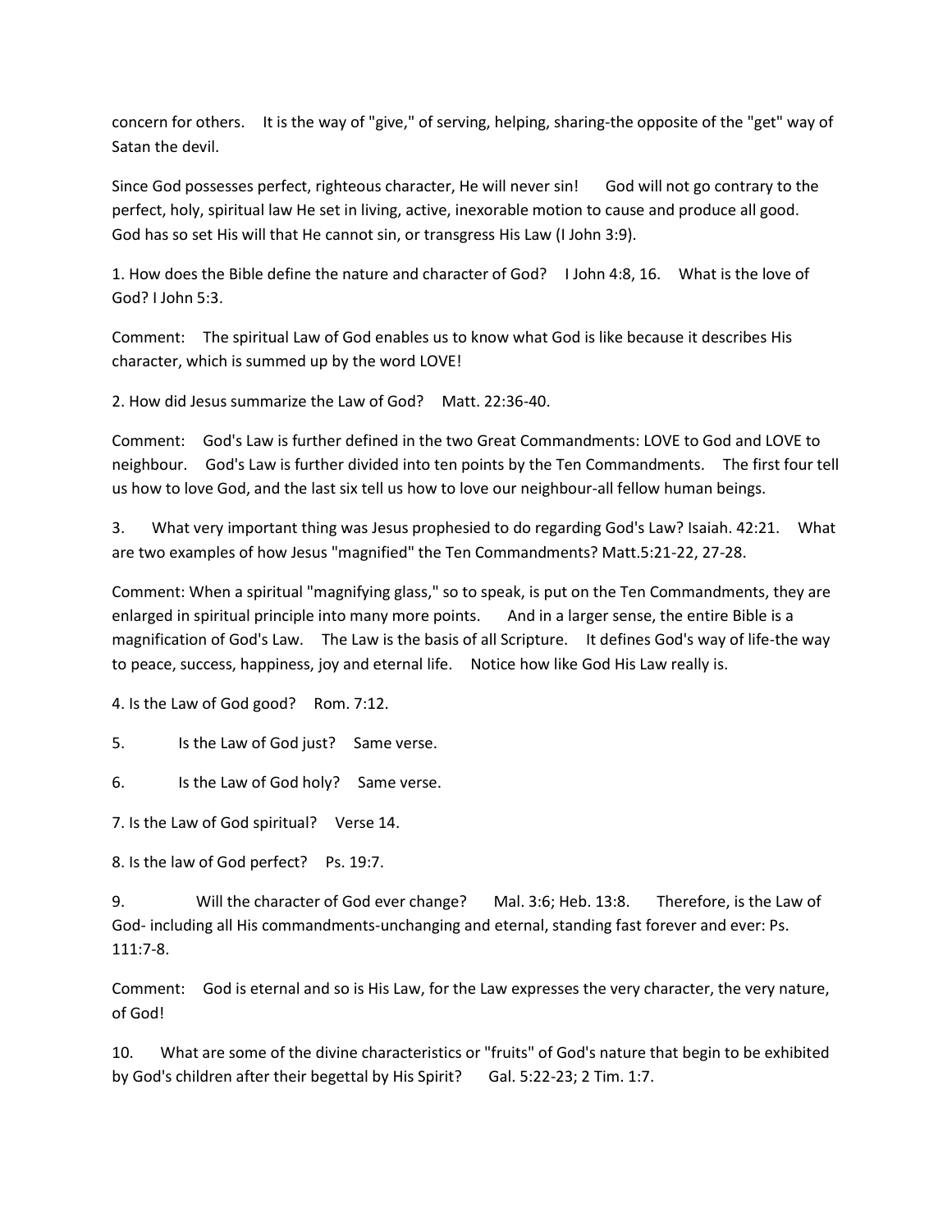concern for others. It is the way of "give," of serving, helping, sharing-the opposite of the "get" way of Satan the devil.

Since God possesses perfect, righteous character, He will never sin! God will not go contrary to the perfect, holy, spiritual law He set in living, active, inexorable motion to cause and produce all good. God has so set His will that He cannot sin, or transgress His Law (I John 3:9).

1. How does the Bible define the nature and character of God? I John 4:8, 16. What is the love of God? I John 5:3.

Comment: The spiritual Law of God enables us to know what God is like because it describes His character, which is summed up by the word LOVE!

2. How did Jesus summarize the Law of God? Matt. 22:36-40.

Comment: God's Law is further defined in the two Great Commandments: LOVE to God and LOVE to neighbour. God's Law is further divided into ten points by the Ten Commandments. The first four tell us how to love God, and the last six tell us how to love our neighbour-all fellow human beings.

3. What very important thing was Jesus prophesied to do regarding God's Law? Isaiah. 42:21. What are two examples of how Jesus "magnified" the Ten Commandments? Matt.5:21-22, 27-28.

Comment: When a spiritual "magnifying glass," so to speak, is put on the Ten Commandments, they are enlarged in spiritual principle into many more points. And in a larger sense, the entire Bible is a magnification of God's Law. The Law is the basis of all Scripture. It defines God's way of life-the way to peace, success, happiness, joy and eternal life. Notice how like God His Law really is.

4. Is the Law of God good? Rom. 7:12.

5. Is the Law of God just? Same verse.

6. Is the Law of God holy? Same verse.

7. Is the Law of God spiritual? Verse 14.

8. Is the law of God perfect? Ps. 19:7.

9. Will the character of God ever change? Mal. 3:6; Heb. 13:8. Therefore, is the Law of God- including all His commandments-unchanging and eternal, standing fast forever and ever: Ps. 111:7-8.

Comment: God is eternal and so is His Law, for the Law expresses the very character, the very nature, of God!

10. What are some of the divine characteristics or "fruits" of God's nature that begin to be exhibited by God's children after their begettal by His Spirit? Gal. 5:22-23; 2 Tim. 1:7.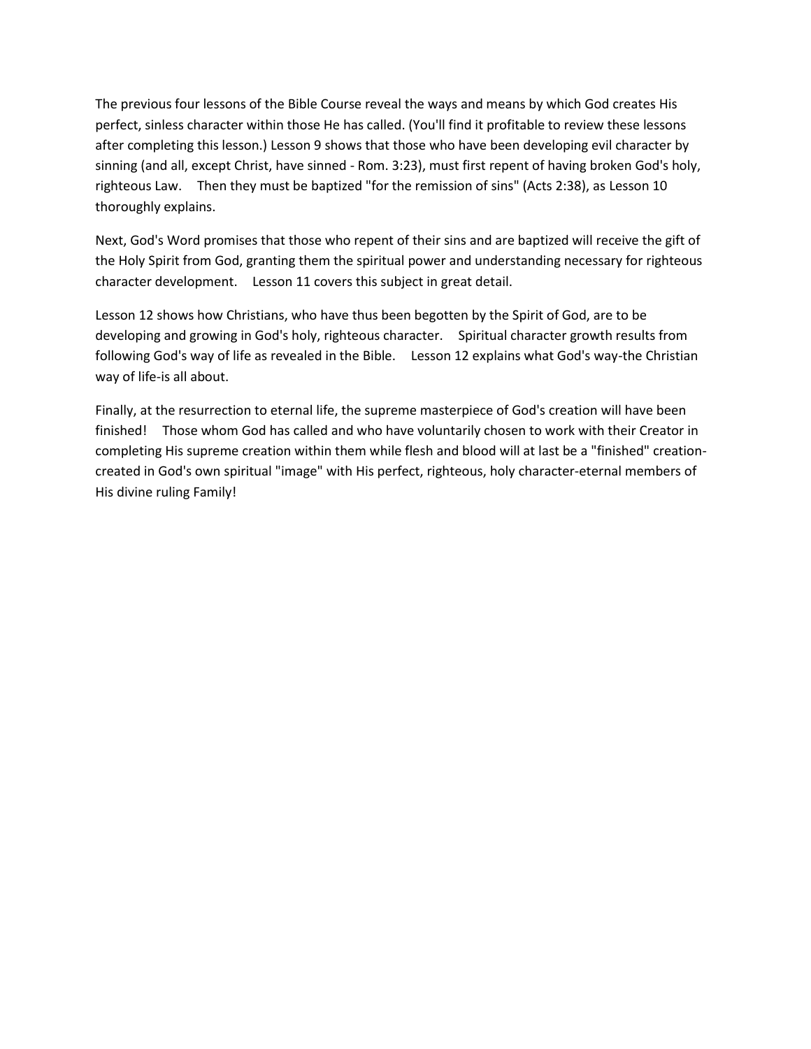The previous four lessons of the Bible Course reveal the ways and means by which God creates His perfect, sinless character within those He has called. (You'll find it profitable to review these lessons after completing this lesson.) Lesson 9 shows that those who have been developing evil character by sinning (and all, except Christ, have sinned - Rom. 3:23), must first repent of having broken God's holy, righteous Law. Then they must be baptized "for the remission of sins" (Acts 2:38), as Lesson 10 thoroughly explains.

Next, God's Word promises that those who repent of their sins and are baptized will receive the gift of the Holy Spirit from God, granting them the spiritual power and understanding necessary for righteous character development. Lesson 11 covers this subject in great detail.

Lesson 12 shows how Christians, who have thus been begotten by the Spirit of God, are to be developing and growing in God's holy, righteous character. Spiritual character growth results from following God's way of life as revealed in the Bible. Lesson 12 explains what God's way-the Christian way of life-is all about.

Finally, at the resurrection to eternal life, the supreme masterpiece of God's creation will have been finished! Those whom God has called and who have voluntarily chosen to work with their Creator in completing His supreme creation within them while flesh and blood will at last be a "finished" creation-created in God's own spiritual "image" with His perfect, righteous, holy character-eternal members of His divine ruling Family!